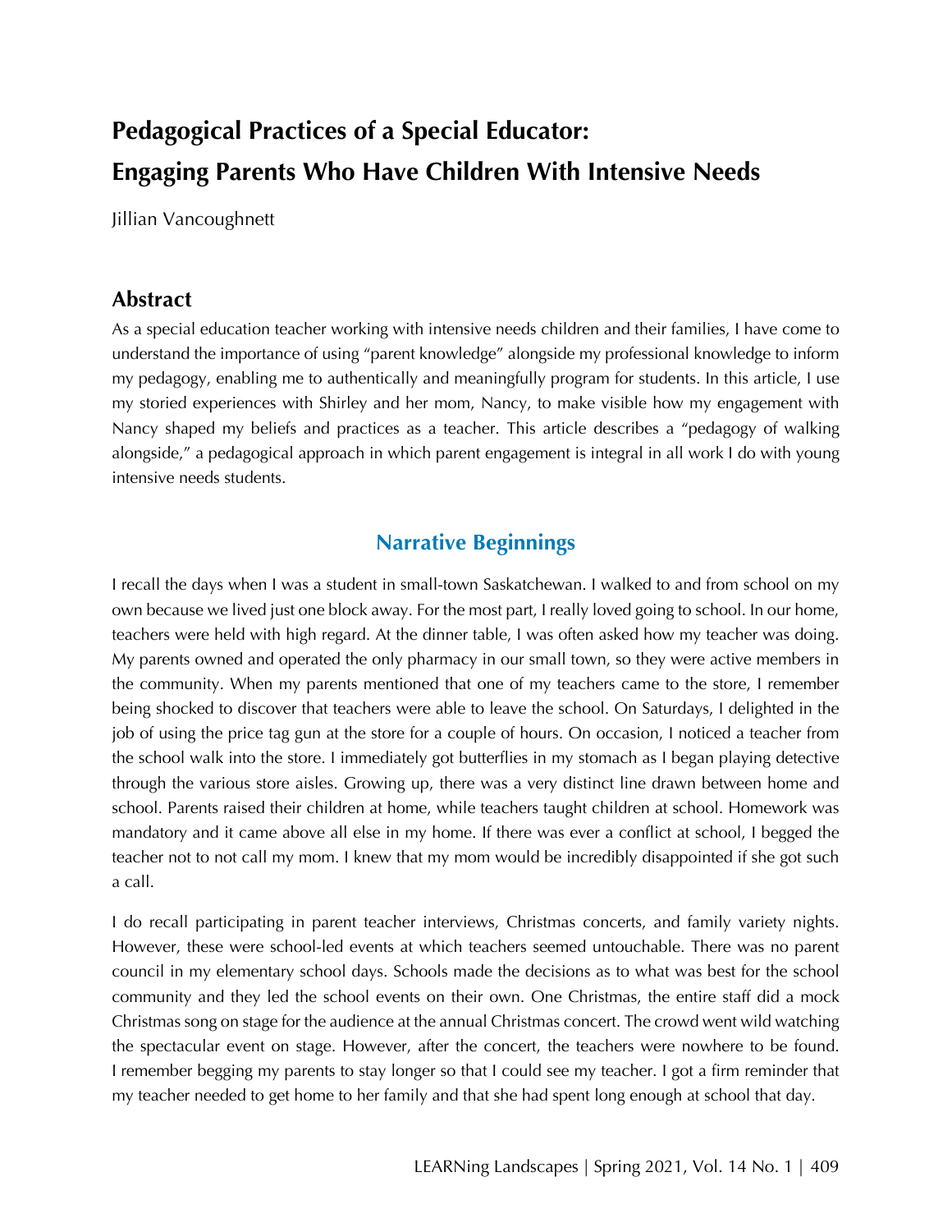# Pedagogical Practices of a Special Educator: Engaging Parents Who Have Children With Intensive Needs

Jillian Vancoughnett

## Abstract

As a special education teacher working with intensive needs children and their families, I have come to understand the importance of using "parent knowledge" alongside my professional knowledge to inform my pedagogy, enabling me to authentically and meaningfully program for students. In this article, I use my storied experiences with Shirley and her mom, Nancy, to make visible how my engagement with Nancy shaped my beliefs and practices as a teacher. This article describes a "pedagogy of walking alongside," a pedagogical approach in which parent engagement is integral in all work I do with young intensive needs students.

## Narrative Beginnings

I recall the days when I was a student in small-town Saskatchewan. I walked to and from school on my own because we lived just one block away. For the most part, I really loved going to school. In our home, teachers were held with high regard. At the dinner table, I was often asked how my teacher was doing. My parents owned and operated the only pharmacy in our small town, so they were active members in the community. When my parents mentioned that one of my teachers came to the store, I remember being shocked to discover that teachers were able to leave the school. On Saturdays, I delighted in the job of using the price tag gun at the store for a couple of hours. On occasion, I noticed a teacher from the school walk into the store. I immediately got butterflies in my stomach as I began playing detective through the various store aisles. Growing up, there was a very distinct line drawn between home and school. Parents raised their children at home, while teachers taught children at school. Homework was mandatory and it came above all else in my home. If there was ever a conflict at school, I begged the teacher not to not call my mom. I knew that my mom would be incredibly disappointed if she got such a call.

I do recall participating in parent teacher interviews, Christmas concerts, and family variety nights. However, these were school-led events at which teachers seemed untouchable. There was no parent council in my elementary school days. Schools made the decisions as to what was best for the school community and they led the school events on their own. One Christmas, the entire staff did a mock Christmas song on stage for the audience at the annual Christmas concert. The crowd went wild watching the spectacular event on stage. However, after the concert, the teachers were nowhere to be found. I remember begging my parents to stay longer so that I could see my teacher. I got a firm reminder that my teacher needed to get home to her family and that she had spent long enough at school that day.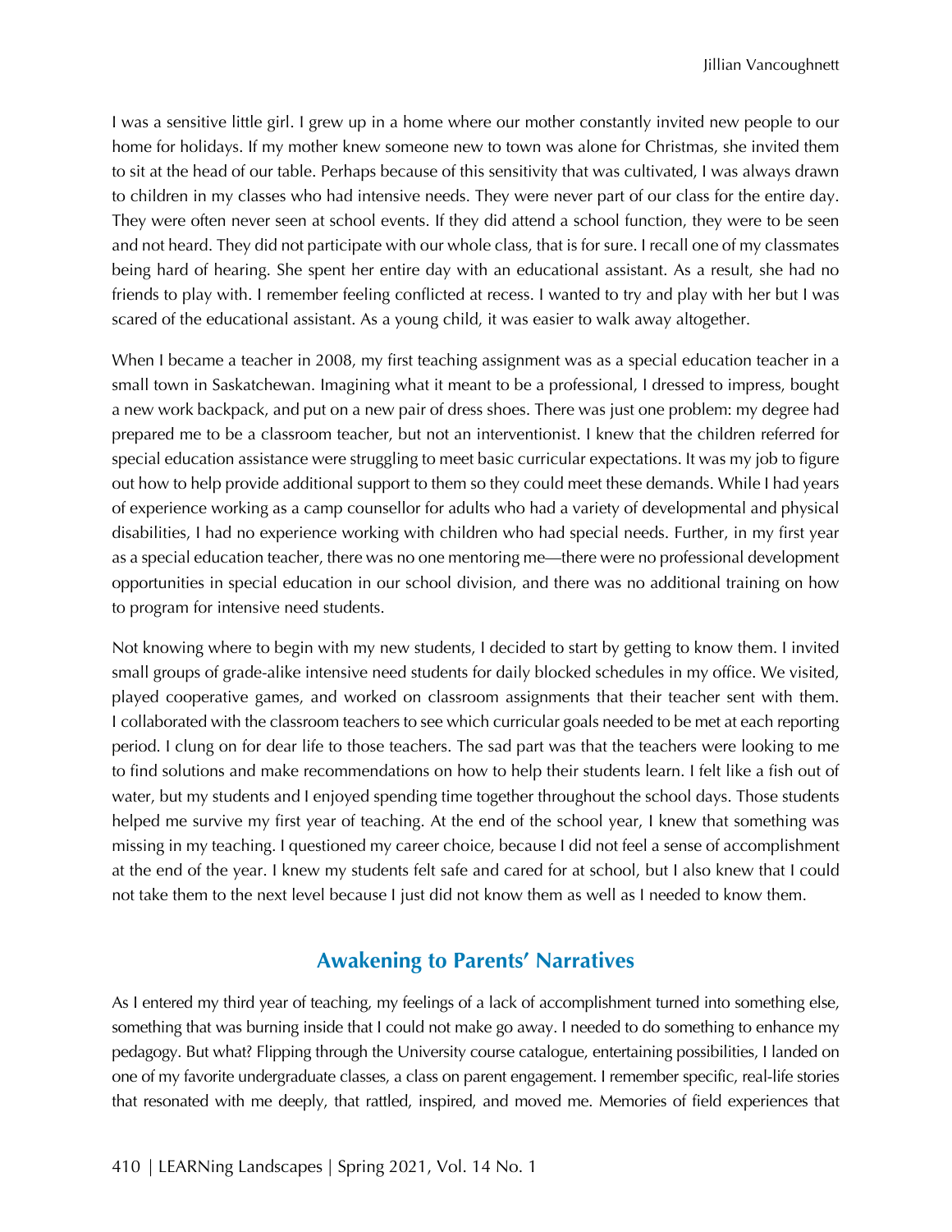I was a sensitive little girl. I grew up in a home where our mother constantly invited new people to our home for holidays. If my mother knew someone new to town was alone for Christmas, she invited them to sit at the head of our table. Perhaps because of this sensitivity that was cultivated, I was always drawn to children in my classes who had intensive needs. They were never part of our class for the entire day. They were often never seen at school events. If they did attend a school function, they were to be seen and not heard. They did not participate with our whole class, that is for sure. I recall one of my classmates being hard of hearing. She spent her entire day with an educational assistant. As a result, she had no friends to play with. I remember feeling conflicted at recess. I wanted to try and play with her but I was scared of the educational assistant. As a young child, it was easier to walk away altogether.

When I became a teacher in 2008, my first teaching assignment was as a special education teacher in a small town in Saskatchewan. Imagining what it meant to be a professional, I dressed to impress, bought a new work backpack, and put on a new pair of dress shoes. There was just one problem: my degree had prepared me to be a classroom teacher, but not an interventionist. I knew that the children referred for special education assistance were struggling to meet basic curricular expectations. It was my job to figure out how to help provide additional support to them so they could meet these demands. While I had years of experience working as a camp counsellor for adults who had a variety of developmental and physical disabilities, I had no experience working with children who had special needs. Further, in my first year as a special education teacher, there was no one mentoring me—there were no professional development opportunities in special education in our school division, and there was no additional training on how to program for intensive need students.

Not knowing where to begin with my new students, I decided to start by getting to know them. I invited small groups of grade-alike intensive need students for daily blocked schedules in my office. We visited, played cooperative games, and worked on classroom assignments that their teacher sent with them. I collaborated with the classroom teachers to see which curricular goals needed to be met at each reporting period. I clung on for dear life to those teachers. The sad part was that the teachers were looking to me to find solutions and make recommendations on how to help their students learn. I felt like a fish out of water, but my students and I enjoyed spending time together throughout the school days. Those students helped me survive my first year of teaching. At the end of the school year, I knew that something was missing in my teaching. I questioned my career choice, because I did not feel a sense of accomplishment at the end of the year. I knew my students felt safe and cared for at school, but I also knew that I could not take them to the next level because I just did not know them as well as I needed to know them.

## Awakening to Parents' Narratives

As I entered my third year of teaching, my feelings of a lack of accomplishment turned into something else, something that was burning inside that I could not make go away. I needed to do something to enhance my pedagogy. But what? Flipping through the University course catalogue, entertaining possibilities, I landed on one of my favorite undergraduate classes, a class on parent engagement. I remember specific, real-life stories that resonated with me deeply, that rattled, inspired, and moved me. Memories of field experiences that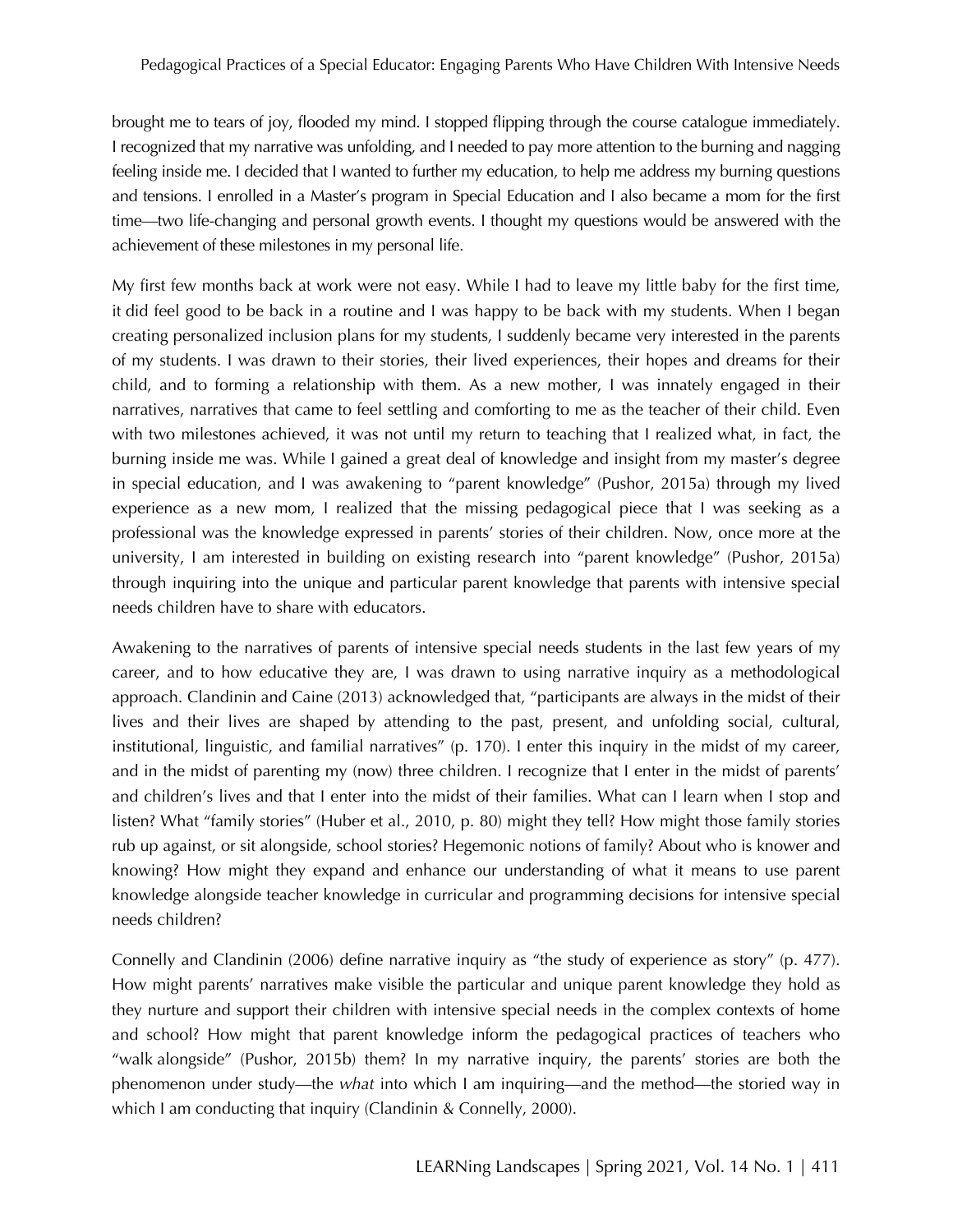brought me to tears of joy, flooded my mind. I stopped flipping through the course catalogue immediately. I recognized that my narrative was unfolding, and I needed to pay more attention to the burning and nagging feeling inside me. I decided that I wanted to further my education, to help me address my burning questions and tensions. I enrolled in a Master's program in Special Education and I also became a mom for the first time—two life-changing and personal growth events. I thought my questions would be answered with the achievement of these milestones in my personal life.

My first few months back at work were not easy. While I had to leave my little baby for the first time, it did feel good to be back in a routine and I was happy to be back with my students. When I began creating personalized inclusion plans for my students, I suddenly became very interested in the parents of my students. I was drawn to their stories, their lived experiences, their hopes and dreams for their child, and to forming a relationship with them. As a new mother, I was innately engaged in their narratives, narratives that came to feel settling and comforting to me as the teacher of their child. Even with two milestones achieved, it was not until my return to teaching that I realized what, in fact, the burning inside me was. While I gained a great deal of knowledge and insight from my master's degree in special education, and I was awakening to "parent knowledge" (Pushor, 2015a) through my lived experience as a new mom, I realized that the missing pedagogical piece that I was seeking as a professional was the knowledge expressed in parents' stories of their children. Now, once more at the university, I am interested in building on existing research into "parent knowledge" (Pushor, 2015a) through inquiring into the unique and particular parent knowledge that parents with intensive special needs children have to share with educators.

Awakening to the narratives of parents of intensive special needs students in the last few years of my career, and to how educative they are, I was drawn to using narrative inquiry as a methodological approach. Clandinin and Caine (2013) acknowledged that, "participants are always in the midst of their lives and their lives are shaped by attending to the past, present, and unfolding social, cultural, institutional, linguistic, and familial narratives" (p. 170). I enter this inquiry in the midst of my career, and in the midst of parenting my (now) three children. I recognize that I enter in the midst of parents' and children's lives and that I enter into the midst of their families. What can I learn when I stop and listen? What "family stories" (Huber et al., 2010, p. 80) might they tell? How might those family stories rub up against, or sit alongside, school stories? Hegemonic notions of family? About who is knower and knowing? How might they expand and enhance our understanding of what it means to use parent knowledge alongside teacher knowledge in curricular and programming decisions for intensive special needs children?

Connelly and Clandinin (2006) define narrative inquiry as "the study of experience as story" (p. 477). How might parents' narratives make visible the particular and unique parent knowledge they hold as they nurture and support their children with intensive special needs in the complex contexts of home and school? How might that parent knowledge inform the pedagogical practices of teachers who "walk alongside" (Pushor, 2015b) them? In my narrative inquiry, the parents' stories are both the phenomenon under study—the *what* into which I am inquiring—and the method—the storied way in which I am conducting that inquiry (Clandinin & Connelly, 2000).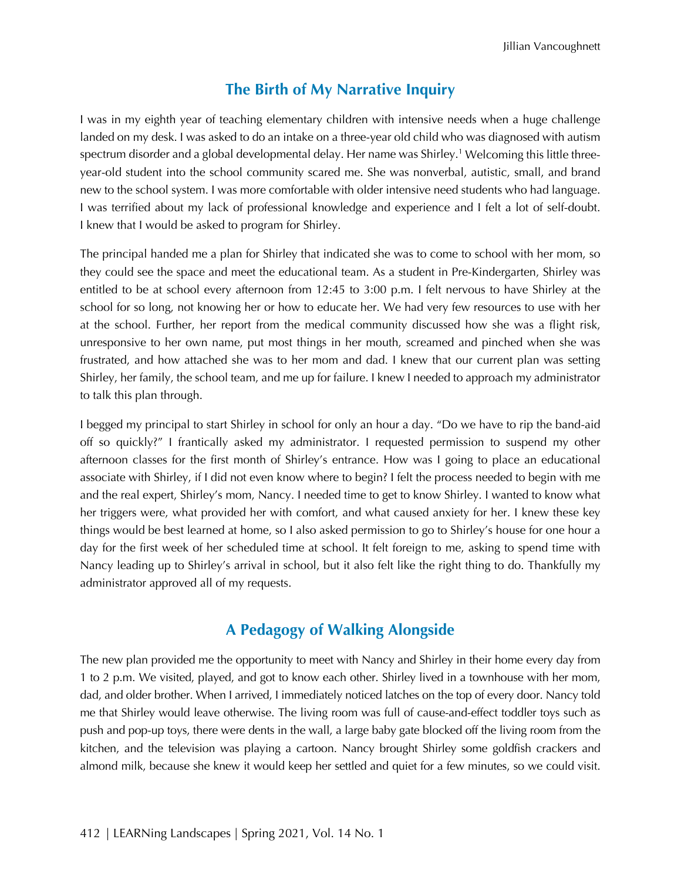## The Birth of My Narrative Inquiry

I was in my eighth year of teaching elementary children with intensive needs when a huge challenge landed on my desk. I was asked to do an intake on a three-year old child who was diagnosed with autism spectrum disorder and a global developmental delay. Her name was Shirley.[1] Welcoming this little three-year-old student into the school community scared me. She was nonverbal, autistic, small, and brand new to the school system. I was more comfortable with older intensive need students who had language. I was terrified about my lack of professional knowledge and experience and I felt a lot of self-doubt. I knew that I would be asked to program for Shirley.

The principal handed me a plan for Shirley that indicated she was to come to school with her mom, so they could see the space and meet the educational team. As a student in Pre-Kindergarten, Shirley was entitled to be at school every afternoon from 12:45 to 3:00 p.m. I felt nervous to have Shirley at the school for so long, not knowing her or how to educate her. We had very few resources to use with her at the school. Further, her report from the medical community discussed how she was a flight risk, unresponsive to her own name, put most things in her mouth, screamed and pinched when she was frustrated, and how attached she was to her mom and dad. I knew that our current plan was setting Shirley, her family, the school team, and me up for failure. I knew I needed to approach my administrator to talk this plan through.

I begged my principal to start Shirley in school for only an hour a day. "Do we have to rip the band-aid off so quickly?" I frantically asked my administrator. I requested permission to suspend my other afternoon classes for the first month of Shirley's entrance. How was I going to place an educational associate with Shirley, if I did not even know where to begin? I felt the process needed to begin with me and the real expert, Shirley's mom, Nancy. I needed time to get to know Shirley. I wanted to know what her triggers were, what provided her with comfort, and what caused anxiety for her. I knew these key things would be best learned at home, so I also asked permission to go to Shirley's house for one hour a day for the first week of her scheduled time at school. It felt foreign to me, asking to spend time with Nancy leading up to Shirley's arrival in school, but it also felt like the right thing to do. Thankfully my administrator approved all of my requests.

## A Pedagogy of Walking Alongside

The new plan provided me the opportunity to meet with Nancy and Shirley in their home every day from 1 to 2 p.m. We visited, played, and got to know each other. Shirley lived in a townhouse with her mom, dad, and older brother. When I arrived, I immediately noticed latches on the top of every door. Nancy told me that Shirley would leave otherwise. The living room was full of cause-and-effect toddler toys such as push and pop-up toys, there were dents in the wall, a large baby gate blocked off the living room from the kitchen, and the television was playing a cartoon. Nancy brought Shirley some goldfish crackers and almond milk, because she knew it would keep her settled and quiet for a few minutes, so we could visit.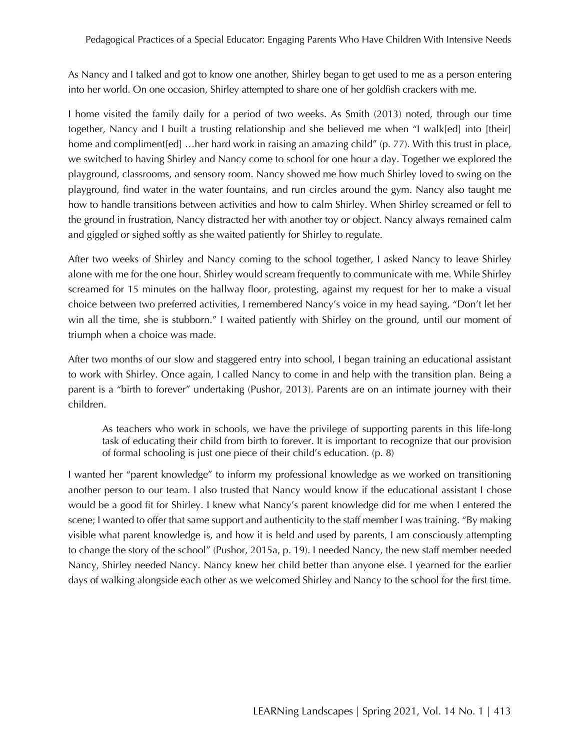As Nancy and I talked and got to know one another, Shirley began to get used to me as a person entering into her world. On one occasion, Shirley attempted to share one of her goldfish crackers with me.

I home visited the family daily for a period of two weeks. As Smith (2013) noted, through our time together, Nancy and I built a trusting relationship and she believed me when "I walk[ed] into [their] home and compliment[ed] …her hard work in raising an amazing child" (p. 77). With this trust in place, we switched to having Shirley and Nancy come to school for one hour a day. Together we explored the playground, classrooms, and sensory room. Nancy showed me how much Shirley loved to swing on the playground, find water in the water fountains, and run circles around the gym. Nancy also taught me how to handle transitions between activities and how to calm Shirley. When Shirley screamed or fell to the ground in frustration, Nancy distracted her with another toy or object. Nancy always remained calm and giggled or sighed softly as she waited patiently for Shirley to regulate.

After two weeks of Shirley and Nancy coming to the school together, I asked Nancy to leave Shirley alone with me for the one hour. Shirley would scream frequently to communicate with me. While Shirley screamed for 15 minutes on the hallway floor, protesting, against my request for her to make a visual choice between two preferred activities, I remembered Nancy's voice in my head saying, "Don't let her win all the time, she is stubborn." I waited patiently with Shirley on the ground, until our moment of triumph when a choice was made.

After two months of our slow and staggered entry into school, I began training an educational assistant to work with Shirley. Once again, I called Nancy to come in and help with the transition plan. Being a parent is a "birth to forever" undertaking (Pushor, 2013). Parents are on an intimate journey with their children.

> As teachers who work in schools, we have the privilege of supporting parents in this life-long task of educating their child from birth to forever. It is important to recognize that our provision of formal schooling is just one piece of their child's education. (p. 8)

I wanted her "parent knowledge" to inform my professional knowledge as we worked on transitioning another person to our team. I also trusted that Nancy would know if the educational assistant I chose would be a good fit for Shirley. I knew what Nancy's parent knowledge did for me when I entered the scene; I wanted to offer that same support and authenticity to the staff member I was training. "By making visible what parent knowledge is, and how it is held and used by parents, I am consciously attempting to change the story of the school" (Pushor, 2015a, p. 19). I needed Nancy, the new staff member needed Nancy, Shirley needed Nancy. Nancy knew her child better than anyone else. I yearned for the earlier days of walking alongside each other as we welcomed Shirley and Nancy to the school for the first time.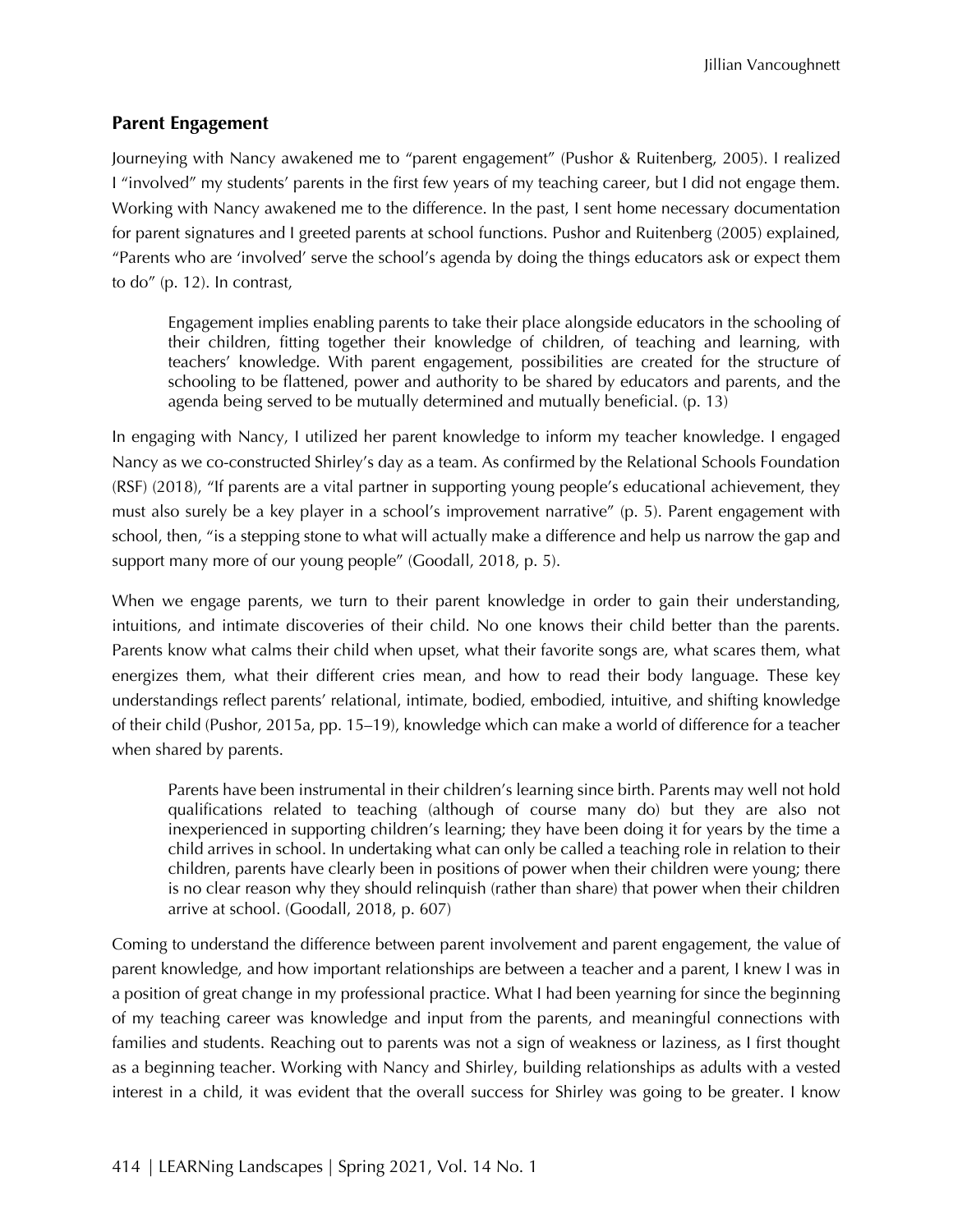## Parent Engagement

Journeying with Nancy awakened me to "parent engagement" (Pushor & Ruitenberg, 2005). I realized I "involved" my students' parents in the first few years of my teaching career, but I did not engage them. Working with Nancy awakened me to the difference. In the past, I sent home necessary documentation for parent signatures and I greeted parents at school functions. Pushor and Ruitenberg (2005) explained, "Parents who are 'involved' serve the school's agenda by doing the things educators ask or expect them to do" (p. 12). In contrast,

> Engagement implies enabling parents to take their place alongside educators in the schooling of their children, fitting together their knowledge of children, of teaching and learning, with teachers' knowledge. With parent engagement, possibilities are created for the structure of schooling to be flattened, power and authority to be shared by educators and parents, and the agenda being served to be mutually determined and mutually beneficial. (p. 13)

In engaging with Nancy, I utilized her parent knowledge to inform my teacher knowledge. I engaged Nancy as we co-constructed Shirley's day as a team. As confirmed by the Relational Schools Foundation (RSF) (2018), "If parents are a vital partner in supporting young people's educational achievement, they must also surely be a key player in a school's improvement narrative" (p. 5). Parent engagement with school, then, "is a stepping stone to what will actually make a difference and help us narrow the gap and support many more of our young people" (Goodall, 2018, p. 5).

When we engage parents, we turn to their parent knowledge in order to gain their understanding, intuitions, and intimate discoveries of their child. No one knows their child better than the parents. Parents know what calms their child when upset, what their favorite songs are, what scares them, what energizes them, what their different cries mean, and how to read their body language. These key understandings reflect parents' relational, intimate, bodied, embodied, intuitive, and shifting knowledge of their child (Pushor, 2015a, pp. 15–19), knowledge which can make a world of difference for a teacher when shared by parents.

> Parents have been instrumental in their children's learning since birth. Parents may well not hold qualifications related to teaching (although of course many do) but they are also not inexperienced in supporting children's learning; they have been doing it for years by the time a child arrives in school. In undertaking what can only be called a teaching role in relation to their children, parents have clearly been in positions of power when their children were young; there is no clear reason why they should relinquish (rather than share) that power when their children arrive at school. (Goodall, 2018, p. 607)

Coming to understand the difference between parent involvement and parent engagement, the value of parent knowledge, and how important relationships are between a teacher and a parent, I knew I was in a position of great change in my professional practice. What I had been yearning for since the beginning of my teaching career was knowledge and input from the parents, and meaningful connections with families and students. Reaching out to parents was not a sign of weakness or laziness, as I first thought as a beginning teacher. Working with Nancy and Shirley, building relationships as adults with a vested interest in a child, it was evident that the overall success for Shirley was going to be greater. I know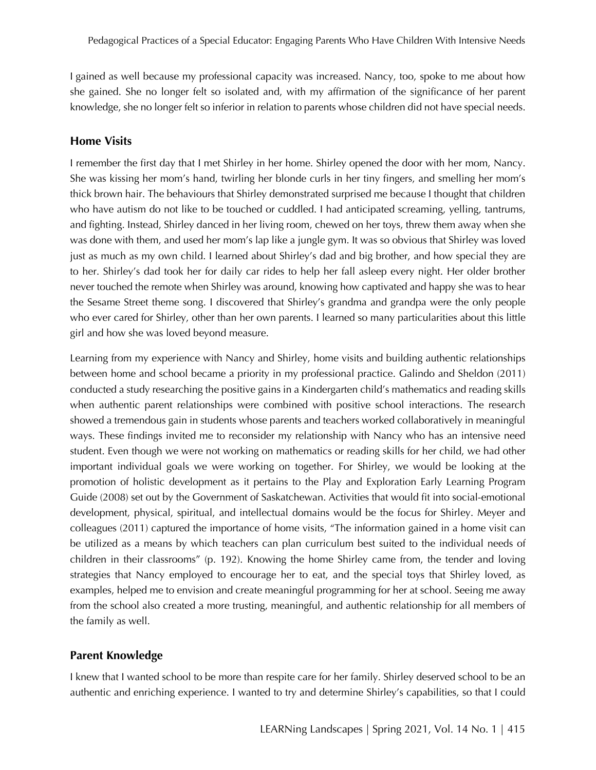I gained as well because my professional capacity was increased. Nancy, too, spoke to me about how she gained. She no longer felt so isolated and, with my affirmation of the significance of her parent knowledge, she no longer felt so inferior in relation to parents whose children did not have special needs.

## Home Visits

I remember the first day that I met Shirley in her home. Shirley opened the door with her mom, Nancy. She was kissing her mom's hand, twirling her blonde curls in her tiny fingers, and smelling her mom's thick brown hair. The behaviours that Shirley demonstrated surprised me because I thought that children who have autism do not like to be touched or cuddled. I had anticipated screaming, yelling, tantrums, and fighting. Instead, Shirley danced in her living room, chewed on her toys, threw them away when she was done with them, and used her mom's lap like a jungle gym. It was so obvious that Shirley was loved just as much as my own child. I learned about Shirley's dad and big brother, and how special they are to her. Shirley's dad took her for daily car rides to help her fall asleep every night. Her older brother never touched the remote when Shirley was around, knowing how captivated and happy she was to hear the Sesame Street theme song. I discovered that Shirley's grandma and grandpa were the only people who ever cared for Shirley, other than her own parents. I learned so many particularities about this little girl and how she was loved beyond measure.

Learning from my experience with Nancy and Shirley, home visits and building authentic relationships between home and school became a priority in my professional practice. Galindo and Sheldon (2011) conducted a study researching the positive gains in a Kindergarten child's mathematics and reading skills when authentic parent relationships were combined with positive school interactions. The research showed a tremendous gain in students whose parents and teachers worked collaboratively in meaningful ways. These findings invited me to reconsider my relationship with Nancy who has an intensive need student. Even though we were not working on mathematics or reading skills for her child, we had other important individual goals we were working on together. For Shirley, we would be looking at the promotion of holistic development as it pertains to the Play and Exploration Early Learning Program Guide (2008) set out by the Government of Saskatchewan. Activities that would fit into social-emotional development, physical, spiritual, and intellectual domains would be the focus for Shirley. Meyer and colleagues (2011) captured the importance of home visits, "The information gained in a home visit can be utilized as a means by which teachers can plan curriculum best suited to the individual needs of children in their classrooms" (p. 192). Knowing the home Shirley came from, the tender and loving strategies that Nancy employed to encourage her to eat, and the special toys that Shirley loved, as examples, helped me to envision and create meaningful programming for her at school. Seeing me away from the school also created a more trusting, meaningful, and authentic relationship for all members of the family as well.

## Parent Knowledge

I knew that I wanted school to be more than respite care for her family. Shirley deserved school to be an authentic and enriching experience. I wanted to try and determine Shirley's capabilities, so that I could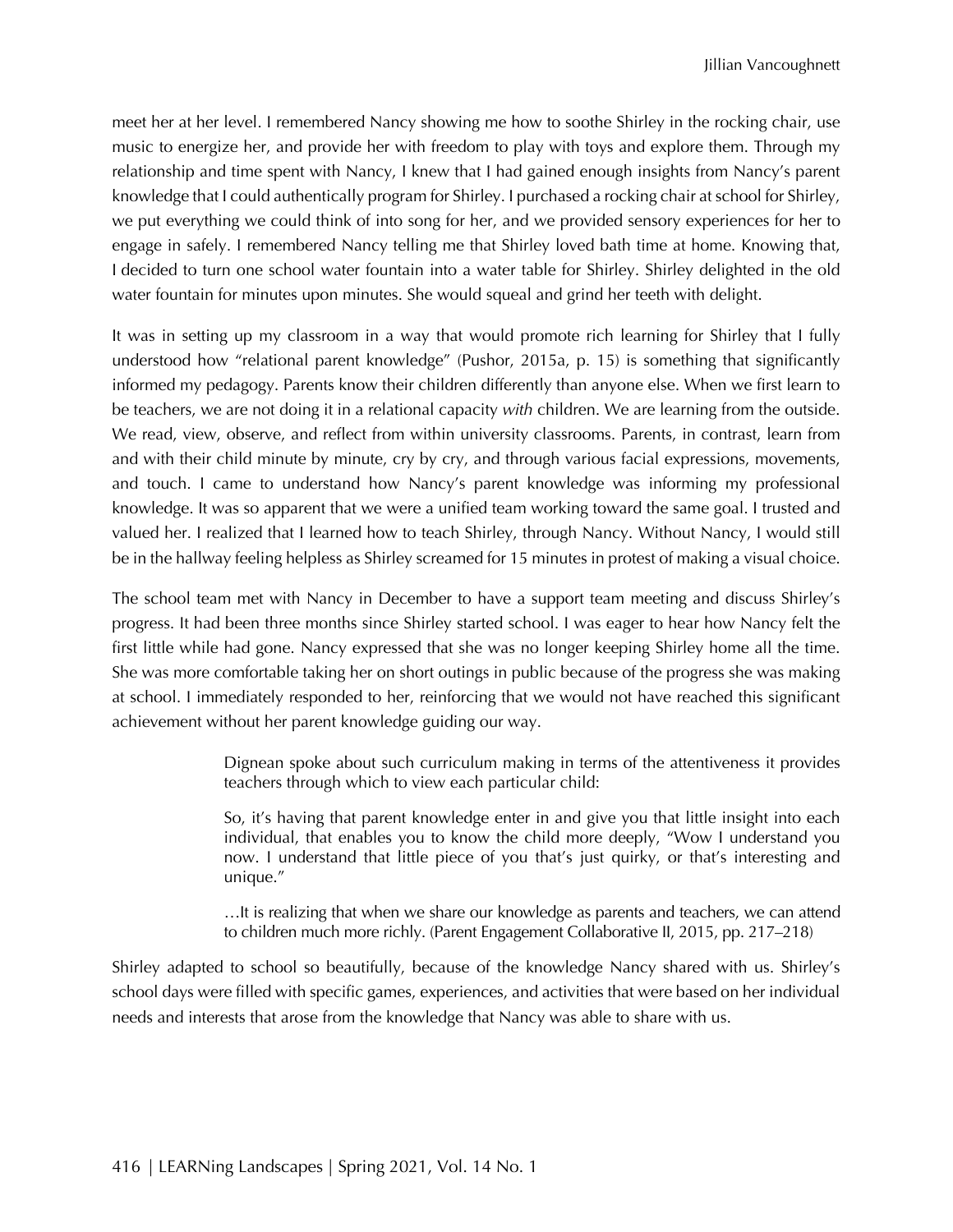meet her at her level. I remembered Nancy showing me how to soothe Shirley in the rocking chair, use music to energize her, and provide her with freedom to play with toys and explore them. Through my relationship and time spent with Nancy, I knew that I had gained enough insights from Nancy's parent knowledge that I could authentically program for Shirley. I purchased a rocking chair at school for Shirley, we put everything we could think of into song for her, and we provided sensory experiences for her to engage in safely. I remembered Nancy telling me that Shirley loved bath time at home. Knowing that, I decided to turn one school water fountain into a water table for Shirley. Shirley delighted in the old water fountain for minutes upon minutes. She would squeal and grind her teeth with delight.

It was in setting up my classroom in a way that would promote rich learning for Shirley that I fully understood how "relational parent knowledge" (Pushor, 2015a, p. 15) is something that significantly informed my pedagogy. Parents know their children differently than anyone else. When we first learn to be teachers, we are not doing it in a relational capacity *with* children. We are learning from the outside. We read, view, observe, and reflect from within university classrooms. Parents, in contrast, learn from and with their child minute by minute, cry by cry, and through various facial expressions, movements, and touch. I came to understand how Nancy's parent knowledge was informing my professional knowledge. It was so apparent that we were a unified team working toward the same goal. I trusted and valued her. I realized that I learned how to teach Shirley, through Nancy. Without Nancy, I would still be in the hallway feeling helpless as Shirley screamed for 15 minutes in protest of making a visual choice.

The school team met with Nancy in December to have a support team meeting and discuss Shirley's progress. It had been three months since Shirley started school. I was eager to hear how Nancy felt the first little while had gone. Nancy expressed that she was no longer keeping Shirley home all the time. She was more comfortable taking her on short outings in public because of the progress she was making at school. I immediately responded to her, reinforcing that we would not have reached this significant achievement without her parent knowledge guiding our way.

> Dignean spoke about such curriculum making in terms of the attentiveness it provides teachers through which to view each particular child:
>
> So, it's having that parent knowledge enter in and give you that little insight into each individual, that enables you to know the child more deeply, "Wow I understand you now. I understand that little piece of you that's just quirky, or that's interesting and unique."
>
> …It is realizing that when we share our knowledge as parents and teachers, we can attend to children much more richly. (Parent Engagement Collaborative II, 2015, pp. 217–218)

Shirley adapted to school so beautifully, because of the knowledge Nancy shared with us. Shirley's school days were filled with specific games, experiences, and activities that were based on her individual needs and interests that arose from the knowledge that Nancy was able to share with us.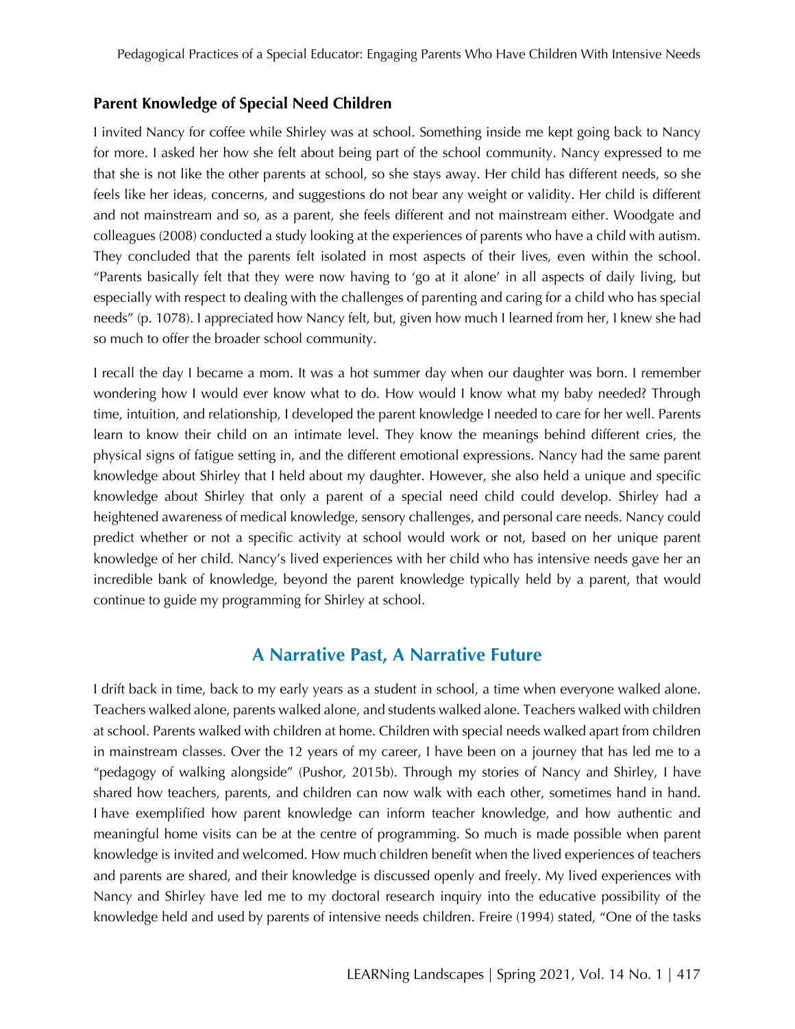### Parent Knowledge of Special Need Children

I invited Nancy for coffee while Shirley was at school. Something inside me kept going back to Nancy for more. I asked her how she felt about being part of the school community. Nancy expressed to me that she is not like the other parents at school, so she stays away. Her child has different needs, so she feels like her ideas, concerns, and suggestions do not bear any weight or validity. Her child is different and not mainstream and so, as a parent, she feels different and not mainstream either. Woodgate and colleagues (2008) conducted a study looking at the experiences of parents who have a child with autism. They concluded that the parents felt isolated in most aspects of their lives, even within the school. "Parents basically felt that they were now having to 'go at it alone' in all aspects of daily living, but especially with respect to dealing with the challenges of parenting and caring for a child who has special needs" (p. 1078). I appreciated how Nancy felt, but, given how much I learned from her, I knew she had so much to offer the broader school community.

I recall the day I became a mom. It was a hot summer day when our daughter was born. I remember wondering how I would ever know what to do. How would I know what my baby needed? Through time, intuition, and relationship, I developed the parent knowledge I needed to care for her well. Parents learn to know their child on an intimate level. They know the meanings behind different cries, the physical signs of fatigue setting in, and the different emotional expressions. Nancy had the same parent knowledge about Shirley that I held about my daughter. However, she also held a unique and specific knowledge about Shirley that only a parent of a special need child could develop. Shirley had a heightened awareness of medical knowledge, sensory challenges, and personal care needs. Nancy could predict whether or not a specific activity at school would work or not, based on her unique parent knowledge of her child. Nancy's lived experiences with her child who has intensive needs gave her an incredible bank of knowledge, beyond the parent knowledge typically held by a parent, that would continue to guide my programming for Shirley at school.

## A Narrative Past, A Narrative Future

I drift back in time, back to my early years as a student in school, a time when everyone walked alone. Teachers walked alone, parents walked alone, and students walked alone. Teachers walked with children at school. Parents walked with children at home. Children with special needs walked apart from children in mainstream classes. Over the 12 years of my career, I have been on a journey that has led me to a "pedagogy of walking alongside" (Pushor, 2015b). Through my stories of Nancy and Shirley, I have shared how teachers, parents, and children can now walk with each other, sometimes hand in hand. I have exemplified how parent knowledge can inform teacher knowledge, and how authentic and meaningful home visits can be at the centre of programming. So much is made possible when parent knowledge is invited and welcomed. How much children benefit when the lived experiences of teachers and parents are shared, and their knowledge is discussed openly and freely. My lived experiences with Nancy and Shirley have led me to my doctoral research inquiry into the educative possibility of the knowledge held and used by parents of intensive needs children. Freire (1994) stated, "One of the tasks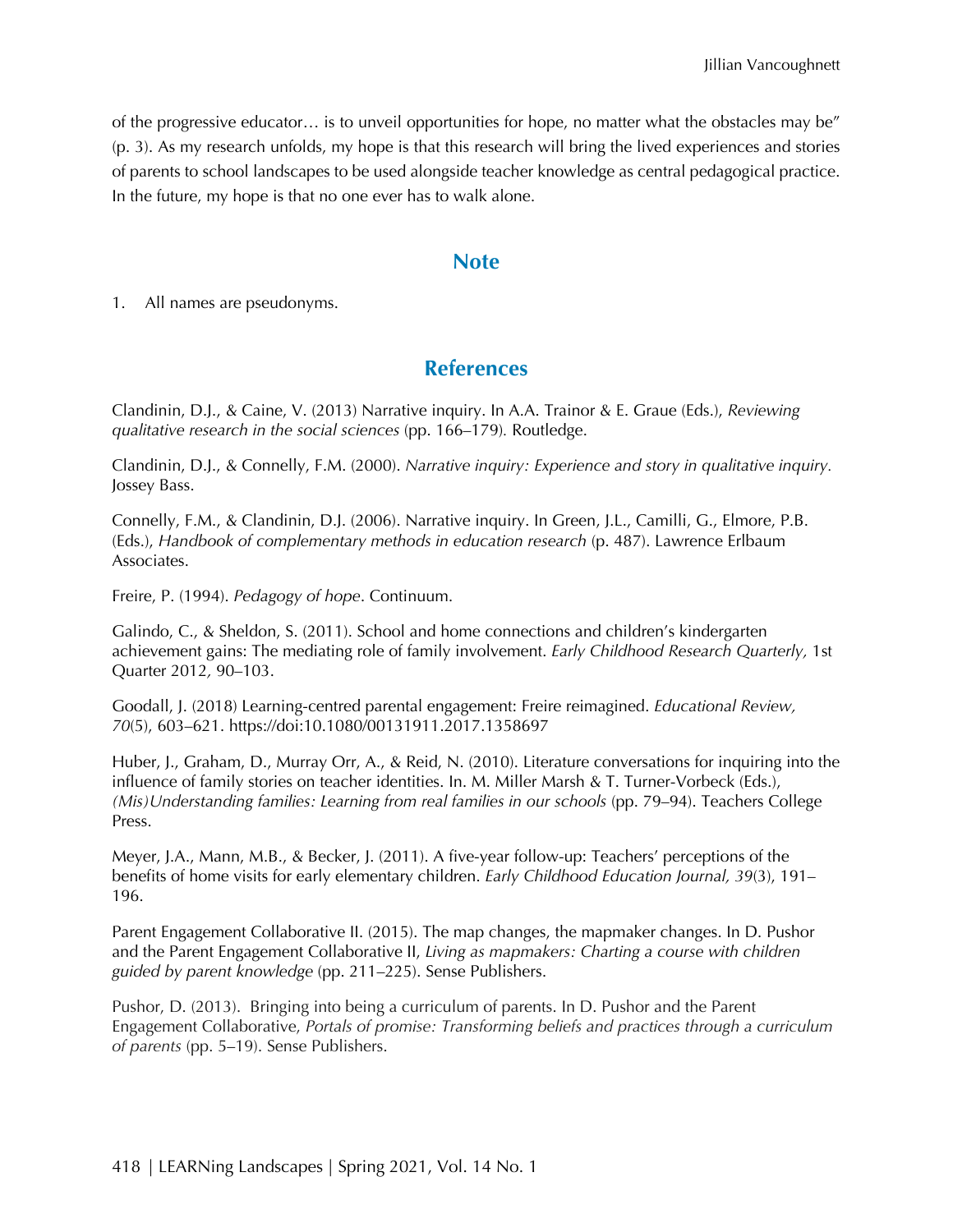of the progressive educator… is to unveil opportunities for hope, no matter what the obstacles may be" (p. 3). As my research unfolds, my hope is that this research will bring the lived experiences and stories of parents to school landscapes to be used alongside teacher knowledge as central pedagogical practice. In the future, my hope is that no one ever has to walk alone.

## Note

1. All names are pseudonyms.

## References

Clandinin, D.J., & Caine, V. (2013) Narrative inquiry. In A.A. Trainor & E. Graue (Eds.), *Reviewing qualitative research in the social sciences* (pp. 166–179). Routledge.

Clandinin, D.J., & Connelly, F.M. (2000). *Narrative inquiry: Experience and story in qualitative inquiry.* Jossey Bass.

Connelly, F.M., & Clandinin, D.J. (2006). Narrative inquiry. In Green, J.L., Camilli, G., Elmore, P.B. (Eds.), *Handbook of complementary methods in education research* (p. 487). Lawrence Erlbaum Associates.

Freire, P. (1994). *Pedagogy of hope*. Continuum.

Galindo, C., & Sheldon, S. (2011). School and home connections and children's kindergarten achievement gains: The mediating role of family involvement. *Early Childhood Research Quarterly,* 1st Quarter 2012*,* 90–103.

Goodall, J. (2018) Learning-centred parental engagement: Freire reimagined. *Educational Review, 70*(5), 603–621. https://doi:10.1080/00131911.2017.1358697

Huber, J., Graham, D., Murray Orr, A., & Reid, N. (2010). Literature conversations for inquiring into the influence of family stories on teacher identities. In. M. Miller Marsh & T. Turner-Vorbeck (Eds.), *(Mis)Understanding families: Learning from real families in our schools* (pp. 79–94). Teachers College Press.

Meyer, J.A., Mann, M.B., & Becker, J. (2011). A five-year follow-up: Teachers' perceptions of the benefits of home visits for early elementary children. *Early Childhood Education Journal, 39*(3), 191–196.

Parent Engagement Collaborative II. (2015). The map changes, the mapmaker changes. In D. Pushor and the Parent Engagement Collaborative II, *Living as mapmakers: Charting a course with children guided by parent knowledge* (pp. 211–225). Sense Publishers.

Pushor, D. (2013). Bringing into being a curriculum of parents. In D. Pushor and the Parent Engagement Collaborative, *Portals of promise: Transforming beliefs and practices through a curriculum of parents* (pp. 5–19). Sense Publishers.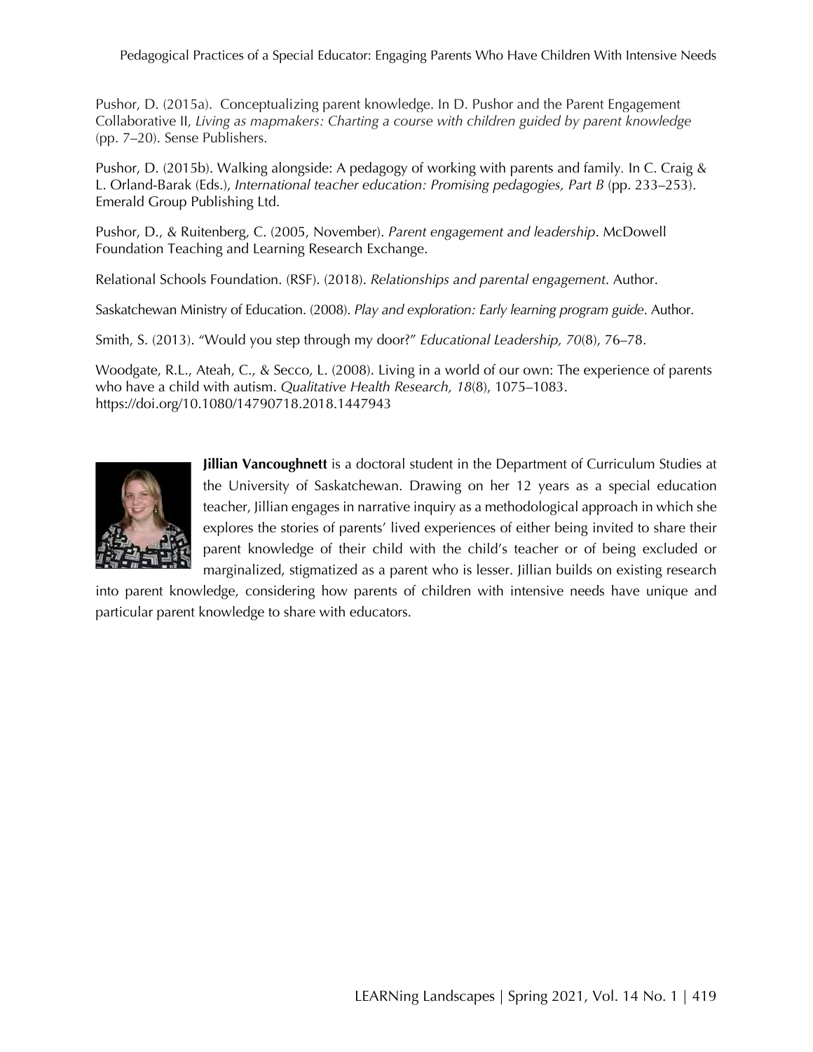Pushor, D. (2015a). Conceptualizing parent knowledge. In D. Pushor and the Parent Engagement Collaborative II, *Living as mapmakers: Charting a course with children guided by parent knowledge* (pp. 7–20). Sense Publishers.

Pushor, D. (2015b). Walking alongside: A pedagogy of working with parents and family. In C. Craig & L. Orland-Barak (Eds.), *International teacher education: Promising pedagogies, Part B* (pp. 233–253). Emerald Group Publishing Ltd.

Pushor, D., & Ruitenberg, C. (2005, November). *Parent engagement and leadership*. McDowell Foundation Teaching and Learning Research Exchange.

Relational Schools Foundation. (RSF). (2018). *Relationships and parental engagement*. Author.

Saskatchewan Ministry of Education. (2008). *Play and exploration: Early learning program guide*. Author.

Smith, S. (2013). "Would you step through my door?" *Educational Leadership, 70*(8), 76–78.

Woodgate, R.L., Ateah, C., & Secco, L. (2008). Living in a world of our own: The experience of parents who have a child with autism. *Qualitative Health Research, 18*(8), 1075–1083. https://doi.org/10.1080/14790718.2018.1447943

**Jillian Vancoughnett** is a doctoral student in the Department of Curriculum Studies at the University of Saskatchewan. Drawing on her 12 years as a special education teacher, Jillian engages in narrative inquiry as a methodological approach in which she explores the stories of parents' lived experiences of either being invited to share their parent knowledge of their child with the child's teacher or of being excluded or marginalized, stigmatized as a parent who is lesser. Jillian builds on existing research into parent knowledge, considering how parents of children with intensive needs have unique and particular parent knowledge to share with educators.